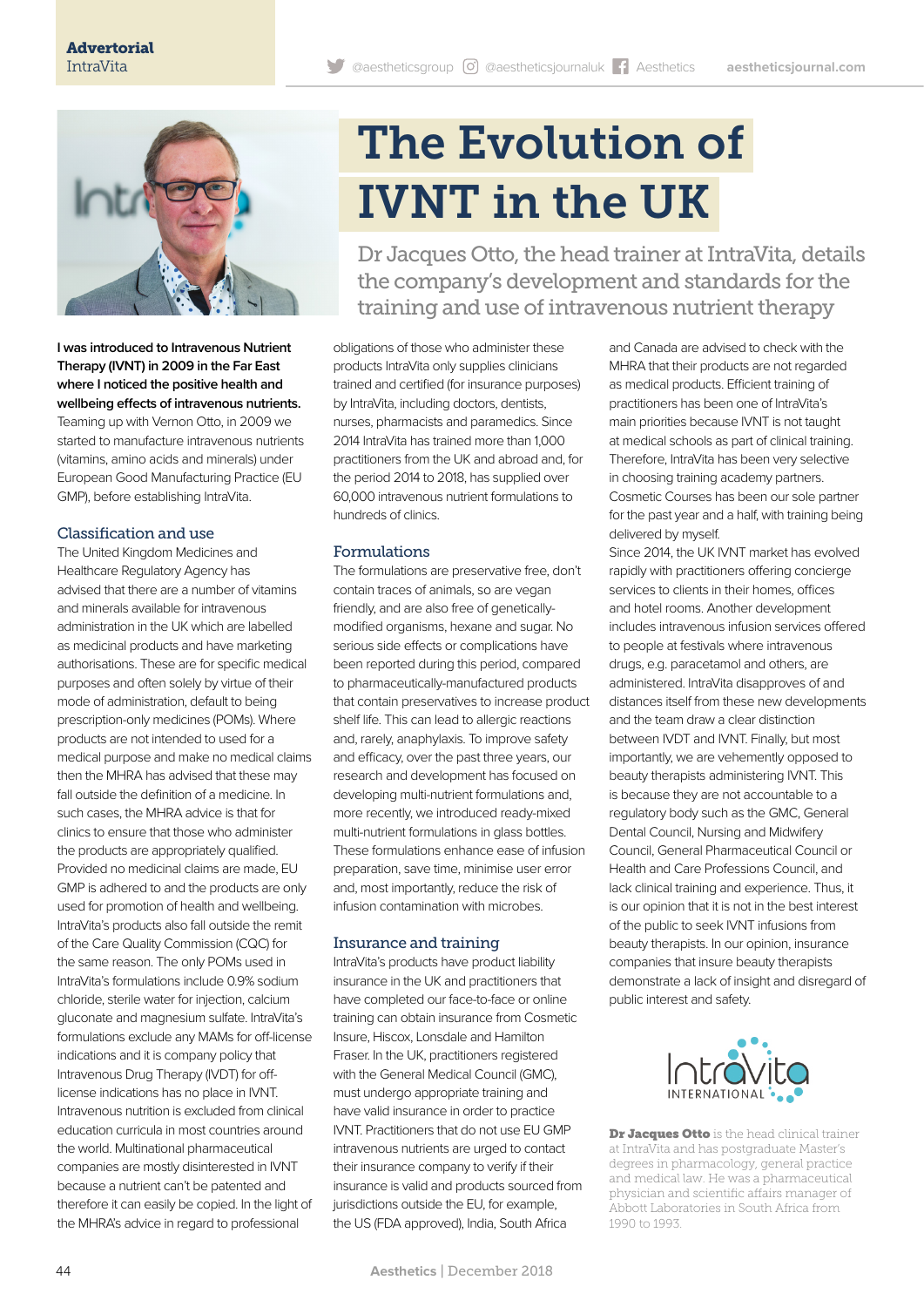Advertorial
IntraVita

# The Evolution of IVNT in the UK

## Dr Jacques Otto, the head trainer at IntraVita, details the company's development and standards for the training and use of intravenous nutrient therapy

**I was introduced to Intravenous Nutrient Therapy (IVNT) in 2009 in the Far East where I noticed the positive health and wellbeing effects of intravenous nutrients.** Teaming up with Vernon Otto, in 2009 we started to manufacture intravenous nutrients (vitamins, amino acids and minerals) under European Good Manufacturing Practice (EU GMP), before establishing IntraVita.

### Classification and use

The United Kingdom Medicines and Healthcare Regulatory Agency has advised that there are a number of vitamins and minerals available for intravenous administration in the UK which are labelled as medicinal products and have marketing authorisations. These are for specific medical purposes and often solely by virtue of their mode of administration, default to being prescription-only medicines (POMs). Where products are not intended to used for a medical purpose and make no medical claims then the MHRA has advised that these may fall outside the definition of a medicine. In such cases, the MHRA advice is that for clinics to ensure that those who administer the products are appropriately qualified. Provided no medicinal claims are made, EU GMP is adhered to and the products are only used for promotion of health and wellbeing. IntraVita's products also fall outside the remit of the Care Quality Commission (CQC) for the same reason. The only POMs used in IntraVita's formulations include 0.9% sodium chloride, sterile water for injection, calcium gluconate and magnesium sulfate. IntraVita's formulations exclude any MAMs for off-license indications and it is company policy that Intravenous Drug Therapy (IVDT) for off-license indications has no place in IVNT. Intravenous nutrition is excluded from clinical education curricula in most countries around the world. Multinational pharmaceutical companies are mostly disinterested in IVNT because a nutrient can't be patented and therefore it can easily be copied. In the light of the MHRA's advice in regard to professional obligations of those who administer these products IntraVita only supplies clinicians trained and certified (for insurance purposes) by IntraVita, including doctors, dentists, nurses, pharmacists and paramedics. Since 2014 IntraVita has trained more than 1,000 practitioners from the UK and abroad and, for the period 2014 to 2018, has supplied over 60,000 intravenous nutrient formulations to hundreds of clinics.

### Formulations

The formulations are preservative free, don't contain traces of animals, so are vegan friendly, and are also free of genetically-modified organisms, hexane and sugar. No serious side effects or complications have been reported during this period, compared to pharmaceutically-manufactured products that contain preservatives to increase product shelf life. This can lead to allergic reactions and, rarely, anaphylaxis. To improve safety and efficacy, over the past three years, our research and development has focused on developing multi-nutrient formulations and, more recently, we introduced ready-mixed multi-nutrient formulations in glass bottles. These formulations enhance ease of infusion preparation, save time, minimise user error and, most importantly, reduce the risk of infusion contamination with microbes.

### Insurance and training

IntraVita's products have product liability insurance in the UK and practitioners that have completed our face-to-face or online training can obtain insurance from Cosmetic Insure, Hiscox, Lonsdale and Hamilton Fraser. In the UK, practitioners registered with the General Medical Council (GMC), must undergo appropriate training and have valid insurance in order to practice IVNT. Practitioners that do not use EU GMP intravenous nutrients are urged to contact their insurance company to verify if their insurance is valid and products sourced from jurisdictions outside the EU, for example, the US (FDA approved), India, South Africa and Canada are advised to check with the MHRA that their products are not regarded as medical products. Efficient training of practitioners has been one of IntraVita's main priorities because IVNT is not taught at medical schools as part of clinical training. Therefore, IntraVita has been very selective in choosing training academy partners. Cosmetic Courses has been our sole partner for the past year and a half, with training being delivered by myself.

Since 2014, the UK IVNT market has evolved rapidly with practitioners offering concierge services to clients in their homes, offices and hotel rooms. Another development includes intravenous infusion services offered to people at festivals where intravenous drugs, e.g. paracetamol and others, are administered. IntraVita disapproves of and distances itself from these new developments and the team draw a clear distinction between IVDT and IVNT. Finally, but most importantly, we are vehemently opposed to beauty therapists administering IVNT. This is because they are not accountable to a regulatory body such as the GMC, General Dental Council, Nursing and Midwifery Council, General Pharmaceutical Council or Health and Care Professions Council, and lack clinical training and experience. Thus, it is our opinion that it is not in the best interest of the public to seek IVNT infusions from beauty therapists. In our opinion, insurance companies that insure beauty therapists demonstrate a lack of insight and disregard of public interest and safety.

IntraVita INTERNATIONAL

**Dr Jacques Otto** is the head clinical trainer at IntraVita and has postgraduate Master's degrees in pharmacology, general practice and medical law. He was a pharmaceutical physician and scientific affairs manager of Abbott Laboratories in South Africa from 1990 to 1993.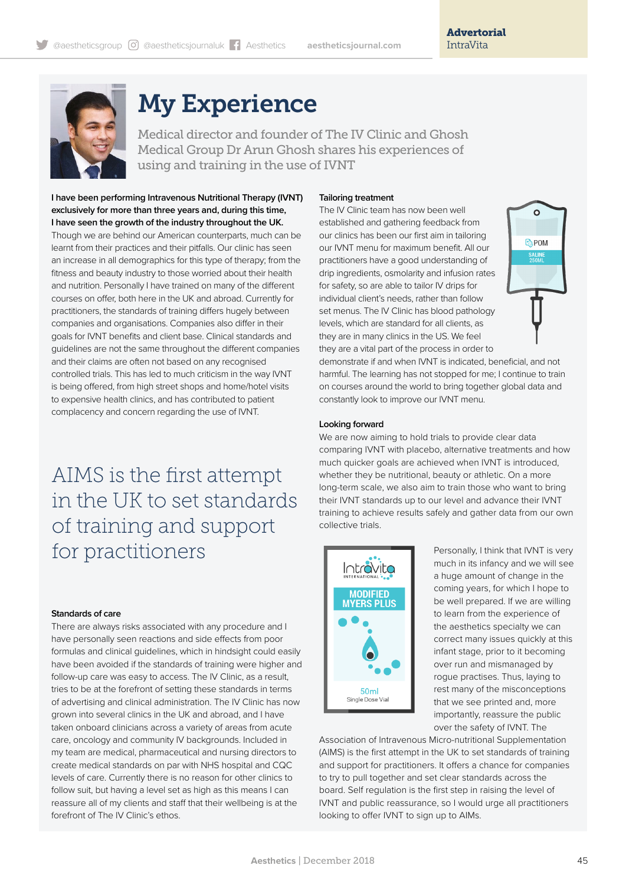Advertorial
IntraVita

# My Experience

Medical director and founder of The IV Clinic and Ghosh Medical Group Dr Arun Ghosh shares his experiences of using and training in the use of IVNT

**I have been performing Intravenous Nutritional Therapy (IVNT) exclusively for more than three years and, during this time, I have seen the growth of the industry throughout the UK.** Though we are behind our American counterparts, much can be learnt from their practices and their pitfalls. Our clinic has seen an increase in all demographics for this type of therapy; from the fitness and beauty industry to those worried about their health and nutrition. Personally I have trained on many of the different courses on offer, both here in the UK and abroad. Currently for practitioners, the standards of training differs hugely between companies and organisations. Companies also differ in their goals for IVNT benefits and client base. Clinical standards and guidelines are not the same throughout the different companies and their claims are often not based on any recognised controlled trials. This has led to much criticism in the way IVNT is being offered, from high street shops and home/hotel visits to expensive health clinics, and has contributed to patient complacency and concern regarding the use of IVNT.

AIMS is the first attempt in the UK to set standards of training and support for practitioners

### Standards of care

There are always risks associated with any procedure and I have personally seen reactions and side effects from poor formulas and clinical guidelines, which in hindsight could easily have been avoided if the standards of training were higher and follow-up care was easy to access. The IV Clinic, as a result, tries to be at the forefront of setting these standards in terms of advertising and clinical administration. The IV Clinic has now grown into several clinics in the UK and abroad, and I have taken onboard clinicians across a variety of areas from acute care, oncology and community IV backgrounds. Included in my team are medical, pharmaceutical and nursing directors to create medical standards on par with NHS hospital and CQC levels of care. Currently there is no reason for other clinics to follow suit, but having a level set as high as this means I can reassure all of my clients and staff that their wellbeing is at the forefront of The IV Clinic's ethos.

### Tailoring treatment

The IV Clinic team has now been well established and gathering feedback from our clinics has been our first aim in tailoring our IVNT menu for maximum benefit. All our practitioners have a good understanding of drip ingredients, osmolarity and infusion rates for safety, so are able to tailor IV drips for individual client's needs, rather than follow set menus. The IV Clinic has blood pathology levels, which are standard for all clients, as they are in many clinics in the US. We feel they are a vital part of the process in order to demonstrate if and when IVNT is indicated, beneficial, and not harmful. The learning has not stopped for me; I continue to train on courses around the world to bring together global data and constantly look to improve our IVNT menu.

### Looking forward

We are now aiming to hold trials to provide clear data comparing IVNT with placebo, alternative treatments and how much quicker goals are achieved when IVNT is introduced, whether they be nutritional, beauty or athletic. On a more long-term scale, we also aim to train those who want to bring their IVNT standards up to our level and advance their IVNT training to achieve results safely and gather data from our own collective trials.

Personally, I think that IVNT is very much in its infancy and we will see a huge amount of change in the coming years, for which I hope to be well prepared. If we are willing to learn from the experience of the aesthetics specialty we can correct many issues quickly at this infant stage, prior to it becoming over run and mismanaged by rogue practises. Thus, laying to rest many of the misconceptions that we see printed and, more importantly, reassure the public over the safety of IVNT. The Association of Intravenous Micro-nutritional Supplementation (AIMS) is the first attempt in the UK to set standards of training and support for practitioners. It offers a chance for companies to try to pull together and set clear standards across the board. Self regulation is the first step in raising the level of IVNT and public reassurance, so I would urge all practitioners looking to offer IVNT to sign up to AIMs.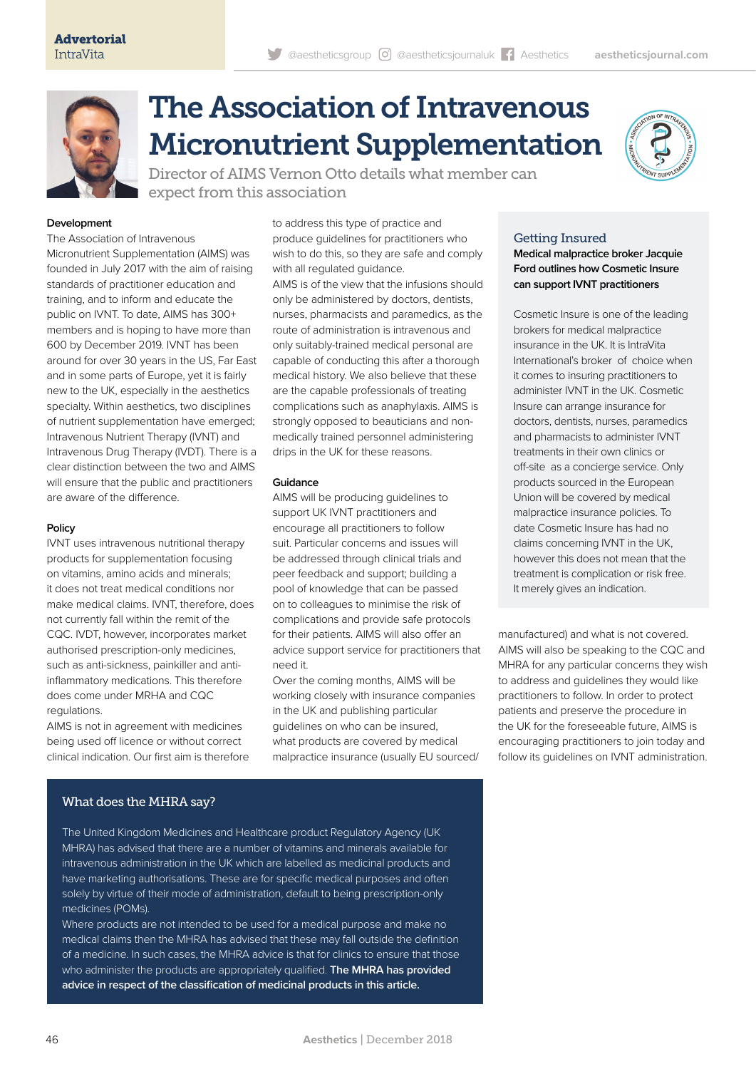Advertorial
IntraVita

# The Association of Intravenous Micronutrient Supplementation

Director of AIMS Vernon Otto details what member can expect from this association

### Development

The Association of Intravenous Micronutrient Supplementation (AIMS) was founded in July 2017 with the aim of raising standards of practitioner education and training, and to inform and educate the public on IVNT. To date, AIMS has 300+ members and is hoping to have more than 600 by December 2019. IVNT has been around for over 30 years in the US, Far East and in some parts of Europe, yet it is fairly new to the UK, especially in the aesthetics specialty. Within aesthetics, two disciplines of nutrient supplementation have emerged; Intravenous Nutrient Therapy (IVNT) and Intravenous Drug Therapy (IVDT). There is a clear distinction between the two and AIMS will ensure that the public and practitioners are aware of the difference.

### Policy

IVNT uses intravenous nutritional therapy products for supplementation focusing on vitamins, amino acids and minerals; it does not treat medical conditions nor make medical claims. IVNT, therefore, does not currently fall within the remit of the CQC. IVDT, however, incorporates market authorised prescription-only medicines, such as anti-sickness, painkiller and anti-inflammatory medications. This therefore does come under MRHA and CQC regulations.

AIMS is not in agreement with medicines being used off licence or without correct clinical indication. Our first aim is therefore to address this type of practice and produce guidelines for practitioners who wish to do this, so they are safe and comply with all regulated guidance.

AIMS is of the view that the infusions should only be administered by doctors, dentists, nurses, pharmacists and paramedics, as the route of administration is intravenous and only suitably-trained medical personal are capable of conducting this after a thorough medical history. We also believe that these are the capable professionals of treating complications such as anaphylaxis. AIMS is strongly opposed to beauticians and non-medically trained personnel administering drips in the UK for these reasons.

### Guidance

AIMS will be producing guidelines to support UK IVNT practitioners and encourage all practitioners to follow suit. Particular concerns and issues will be addressed through clinical trials and peer feedback and support; building a pool of knowledge that can be passed on to colleagues to minimise the risk of complications and provide safe protocols for their patients. AIMS will also offer an advice support service for practitioners that need it.

Over the coming months, AIMS will be working closely with insurance companies in the UK and publishing particular guidelines on who can be insured, what products are covered by medical malpractice insurance (usually EU sourced/manufactured) and what is not covered. AIMS will also be speaking to the CQC and MHRA for any particular concerns they wish to address and guidelines they would like practitioners to follow. In order to protect patients and preserve the procedure in the UK for the foreseeable future, AIMS is encouraging practitioners to join today and follow its guidelines on IVNT administration.

### Getting Insured

**Medical malpractice broker Jacquie Ford outlines how Cosmetic Insure can support IVNT practitioners**

Cosmetic Insure is one of the leading brokers for medical malpractice insurance in the UK. It is IntraVita International's broker of choice when it comes to insuring practitioners to administer IVNT in the UK. Cosmetic Insure can arrange insurance for doctors, dentists, nurses, paramedics and pharmacists to administer IVNT treatments in their own clinics or off-site as a concierge service. Only products sourced in the European Union will be covered by medical malpractice insurance policies. To date Cosmetic Insure has had no claims concerning IVNT in the UK, however this does not mean that the treatment is complication or risk free. It merely gives an indication.

### What does the MHRA say?

The United Kingdom Medicines and Healthcare product Regulatory Agency (UK MHRA) has advised that there are a number of vitamins and minerals available for intravenous administration in the UK which are labelled as medicinal products and have marketing authorisations. These are for specific medical purposes and often solely by virtue of their mode of administration, default to being prescription-only medicines (POMs).

Where products are not intended to be used for a medical purpose and make no medical claims then the MHRA has advised that these may fall outside the definition of a medicine. In such cases, the MHRA advice is that for clinics to ensure that those who administer the products are appropriately qualified. **The MHRA has provided advice in respect of the classification of medicinal products in this article.**